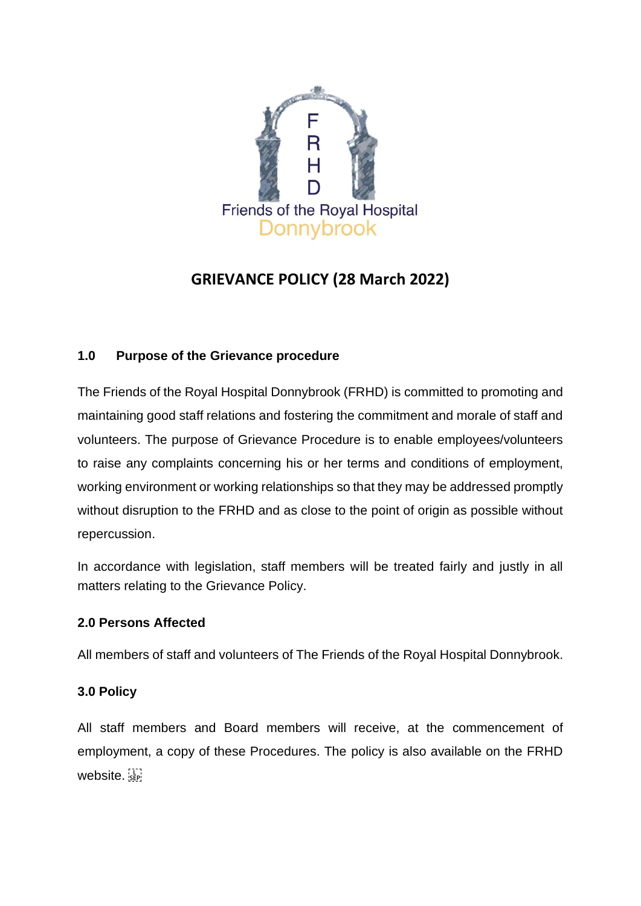F
R
H
D
Friends of the Royal Hospital
Donnybrook

# GRIEVANCE POLICY (28 March 2022)

## 1.0 Purpose of the Grievance procedure

The Friends of the Royal Hospital Donnybrook (FRHD) is committed to promoting and maintaining good staff relations and fostering the commitment and morale of staff and volunteers. The purpose of Grievance Procedure is to enable employees/volunteers to raise any complaints concerning his or her terms and conditions of employment, working environment or working relationships so that they may be addressed promptly without disruption to the FRHD and as close to the point of origin as possible without repercussion.

In accordance with legislation, staff members will be treated fairly and justly in all matters relating to the Grievance Policy.

## 2.0 Persons Affected

All members of staff and volunteers of The Friends of the Royal Hospital Donnybrook.

## 3.0 Policy

All staff members and Board members will receive, at the commencement of employment, a copy of these Procedures. The policy is also available on the FRHD website.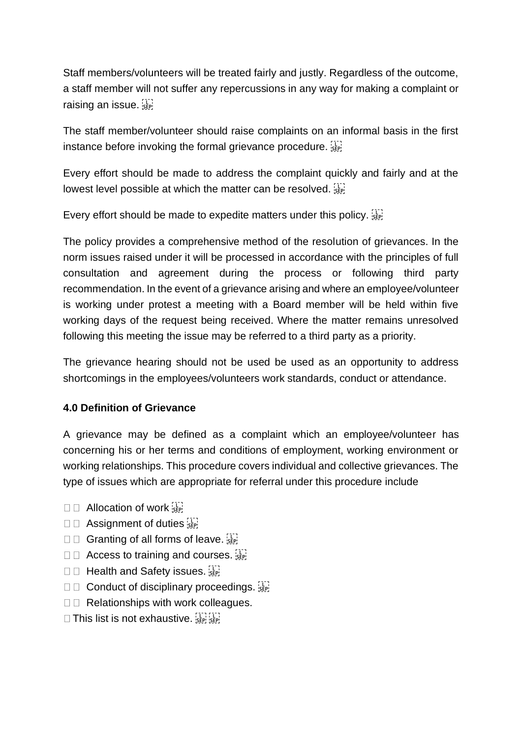Staff members/volunteers will be treated fairly and justly. Regardless of the outcome, a staff member will not suffer any repercussions in any way for making a complaint or raising an issue.

The staff member/volunteer should raise complaints on an informal basis in the first instance before invoking the formal grievance procedure.

Every effort should be made to address the complaint quickly and fairly and at the lowest level possible at which the matter can be resolved.

Every effort should be made to expedite matters under this policy.

The policy provides a comprehensive method of the resolution of grievances. In the norm issues raised under it will be processed in accordance with the principles of full consultation and agreement during the process or following third party recommendation. In the event of a grievance arising and where an employee/volunteer is working under protest a meeting with a Board member will be held within five working days of the request being received. Where the matter remains unresolved following this meeting the issue may be referred to a third party as a priority.

The grievance hearing should not be used be used as an opportunity to address shortcomings in the employees/volunteers work standards, conduct or attendance.

**4.0 Definition of Grievance**

A grievance may be defined as a complaint which an employee/volunteer has concerning his or her terms and conditions of employment, working environment or working relationships. This procedure covers individual and collective grievances. The type of issues which are appropriate for referral under this procedure include

- Allocation of work
- Assignment of duties
- Granting of all forms of leave.
- Access to training and courses.
- Health and Safety issues.
- Conduct of disciplinary proceedings.
- Relationships with work colleagues.

This list is not exhaustive.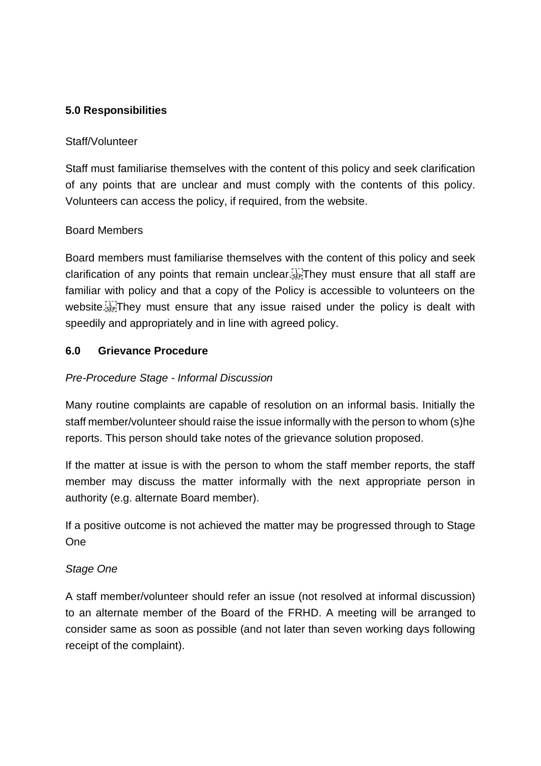## 5.0 Responsibilities

Staff/Volunteer

Staff must familiarise themselves with the content of this policy and seek clarification of any points that are unclear and must comply with the contents of this policy. Volunteers can access the policy, if required, from the website.

Board Members

Board members must familiarise themselves with the content of this policy and seek clarification of any points that remain unclear. They must ensure that all staff are familiar with policy and that a copy of the Policy is accessible to volunteers on the website. They must ensure that any issue raised under the policy is dealt with speedily and appropriately and in line with agreed policy.

## 6.0 Grievance Procedure

*Pre-Procedure Stage - Informal Discussion*

Many routine complaints are capable of resolution on an informal basis. Initially the staff member/volunteer should raise the issue informally with the person to whom (s)he reports. This person should take notes of the grievance solution proposed.

If the matter at issue is with the person to whom the staff member reports, the staff member may discuss the matter informally with the next appropriate person in authority (e.g. alternate Board member).

If a positive outcome is not achieved the matter may be progressed through to Stage One

*Stage One*

A staff member/volunteer should refer an issue (not resolved at informal discussion) to an alternate member of the Board of the FRHD. A meeting will be arranged to consider same as soon as possible (and not later than seven working days following receipt of the complaint).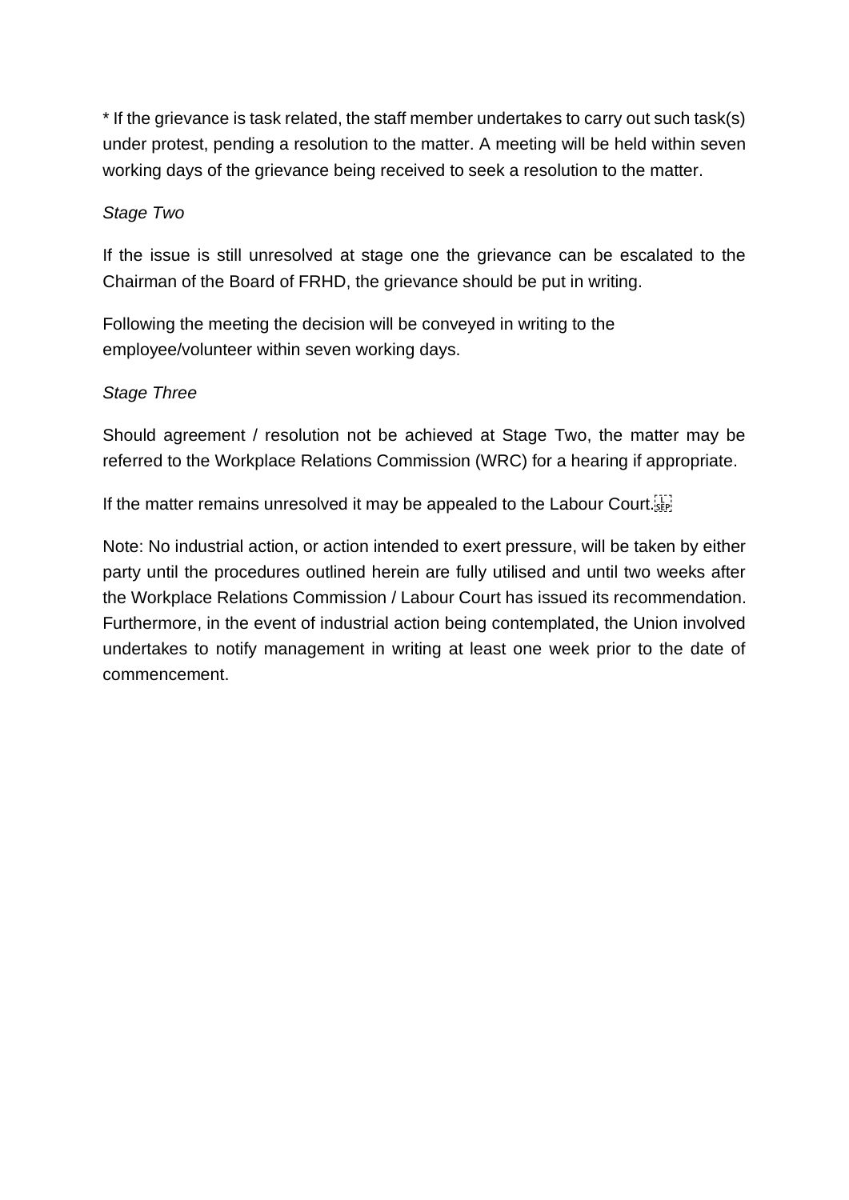* If the grievance is task related, the staff member undertakes to carry out such task(s) under protest, pending a resolution to the matter. A meeting will be held within seven working days of the grievance being received to seek a resolution to the matter.

*Stage Two*

If the issue is still unresolved at stage one the grievance can be escalated to the Chairman of the Board of FRHD, the grievance should be put in writing.

Following the meeting the decision will be conveyed in writing to the employee/volunteer within seven working days.

*Stage Three*

Should agreement / resolution not be achieved at Stage Two, the matter may be referred to the Workplace Relations Commission (WRC) for a hearing if appropriate.

If the matter remains unresolved it may be appealed to the Labour Court.

Note: No industrial action, or action intended to exert pressure, will be taken by either party until the procedures outlined herein are fully utilised and until two weeks after the Workplace Relations Commission / Labour Court has issued its recommendation. Furthermore, in the event of industrial action being contemplated, the Union involved undertakes to notify management in writing at least one week prior to the date of commencement.